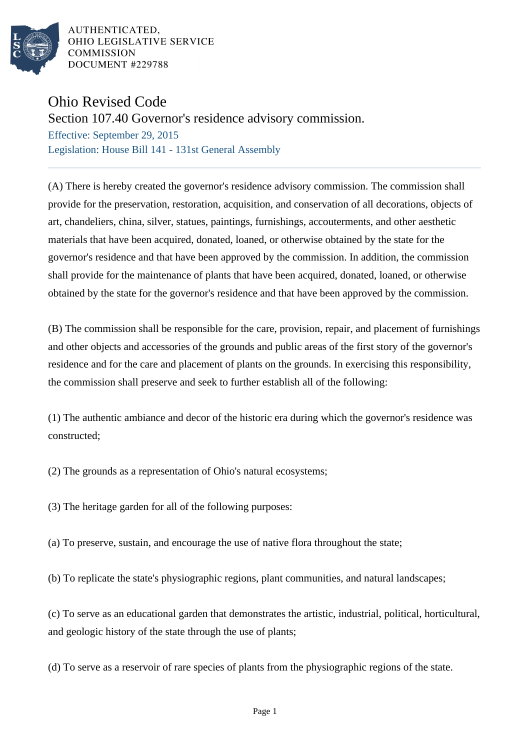AUTHENTICATED,
OHIO LEGISLATIVE SERVICE
COMMISSION
DOCUMENT #229788

# Ohio Revised Code

## Section 107.40 Governor's residence advisory commission.

Effective: September 29, 2015

Legislation: House Bill 141 - 131st General Assembly

---

(A) There is hereby created the governor's residence advisory commission. The commission shall provide for the preservation, restoration, acquisition, and conservation of all decorations, objects of art, chandeliers, china, silver, statues, paintings, furnishings, accouterments, and other aesthetic materials that have been acquired, donated, loaned, or otherwise obtained by the state for the governor's residence and that have been approved by the commission. In addition, the commission shall provide for the maintenance of plants that have been acquired, donated, loaned, or otherwise obtained by the state for the governor's residence and that have been approved by the commission.

(B) The commission shall be responsible for the care, provision, repair, and placement of furnishings and other objects and accessories of the grounds and public areas of the first story of the governor's residence and for the care and placement of plants on the grounds. In exercising this responsibility, the commission shall preserve and seek to further establish all of the following:

(1) The authentic ambiance and decor of the historic era during which the governor's residence was constructed;

(2) The grounds as a representation of Ohio's natural ecosystems;

(3) The heritage garden for all of the following purposes:

(a) To preserve, sustain, and encourage the use of native flora throughout the state;

(b) To replicate the state's physiographic regions, plant communities, and natural landscapes;

(c) To serve as an educational garden that demonstrates the artistic, industrial, political, horticultural, and geologic history of the state through the use of plants;

(d) To serve as a reservoir of rare species of plants from the physiographic regions of the state.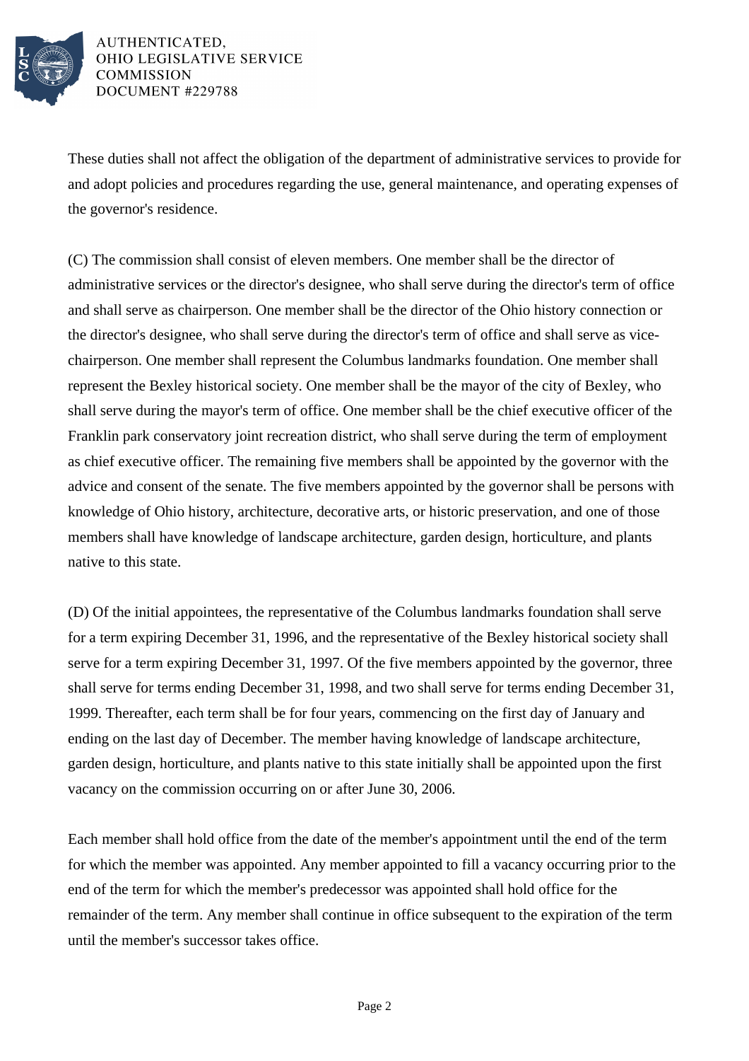These duties shall not affect the obligation of the department of administrative services to provide for and adopt policies and procedures regarding the use, general maintenance, and operating expenses of the governor's residence.

(C) The commission shall consist of eleven members. One member shall be the director of administrative services or the director's designee, who shall serve during the director's term of office and shall serve as chairperson. One member shall be the director of the Ohio history connection or the director's designee, who shall serve during the director's term of office and shall serve as vice-chairperson. One member shall represent the Columbus landmarks foundation. One member shall represent the Bexley historical society. One member shall be the mayor of the city of Bexley, who shall serve during the mayor's term of office. One member shall be the chief executive officer of the Franklin park conservatory joint recreation district, who shall serve during the term of employment as chief executive officer. The remaining five members shall be appointed by the governor with the advice and consent of the senate. The five members appointed by the governor shall be persons with knowledge of Ohio history, architecture, decorative arts, or historic preservation, and one of those members shall have knowledge of landscape architecture, garden design, horticulture, and plants native to this state.

(D) Of the initial appointees, the representative of the Columbus landmarks foundation shall serve for a term expiring December 31, 1996, and the representative of the Bexley historical society shall serve for a term expiring December 31, 1997. Of the five members appointed by the governor, three shall serve for terms ending December 31, 1998, and two shall serve for terms ending December 31, 1999. Thereafter, each term shall be for four years, commencing on the first day of January and ending on the last day of December. The member having knowledge of landscape architecture, garden design, horticulture, and plants native to this state initially shall be appointed upon the first vacancy on the commission occurring on or after June 30, 2006.

Each member shall hold office from the date of the member's appointment until the end of the term for which the member was appointed. Any member appointed to fill a vacancy occurring prior to the end of the term for which the member's predecessor was appointed shall hold office for the remainder of the term. Any member shall continue in office subsequent to the expiration of the term until the member's successor takes office.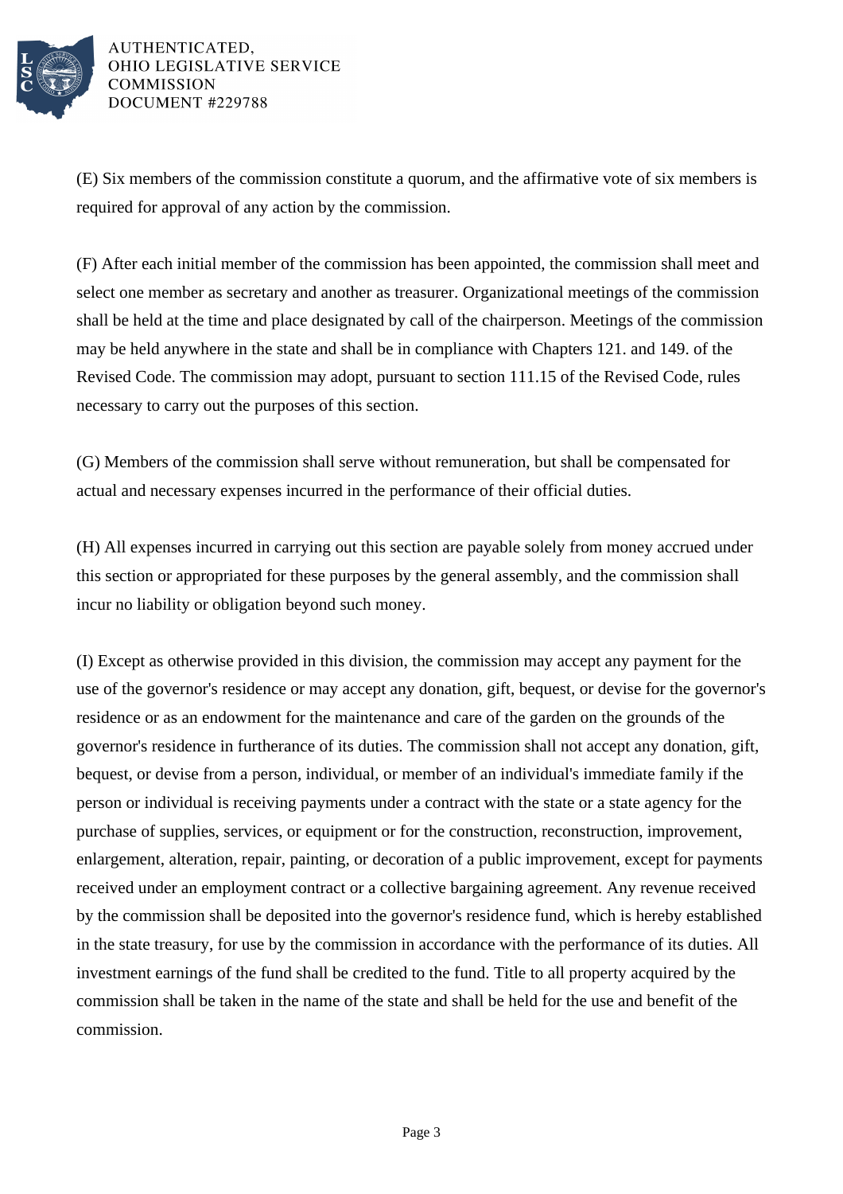(E) Six members of the commission constitute a quorum, and the affirmative vote of six members is required for approval of any action by the commission.

(F) After each initial member of the commission has been appointed, the commission shall meet and select one member as secretary and another as treasurer. Organizational meetings of the commission shall be held at the time and place designated by call of the chairperson. Meetings of the commission may be held anywhere in the state and shall be in compliance with Chapters 121. and 149. of the Revised Code. The commission may adopt, pursuant to section 111.15 of the Revised Code, rules necessary to carry out the purposes of this section.

(G) Members of the commission shall serve without remuneration, but shall be compensated for actual and necessary expenses incurred in the performance of their official duties.

(H) All expenses incurred in carrying out this section are payable solely from money accrued under this section or appropriated for these purposes by the general assembly, and the commission shall incur no liability or obligation beyond such money.

(I) Except as otherwise provided in this division, the commission may accept any payment for the use of the governor's residence or may accept any donation, gift, bequest, or devise for the governor's residence or as an endowment for the maintenance and care of the garden on the grounds of the governor's residence in furtherance of its duties. The commission shall not accept any donation, gift, bequest, or devise from a person, individual, or member of an individual's immediate family if the person or individual is receiving payments under a contract with the state or a state agency for the purchase of supplies, services, or equipment or for the construction, reconstruction, improvement, enlargement, alteration, repair, painting, or decoration of a public improvement, except for payments received under an employment contract or a collective bargaining agreement. Any revenue received by the commission shall be deposited into the governor's residence fund, which is hereby established in the state treasury, for use by the commission in accordance with the performance of its duties. All investment earnings of the fund shall be credited to the fund. Title to all property acquired by the commission shall be taken in the name of the state and shall be held for the use and benefit of the commission.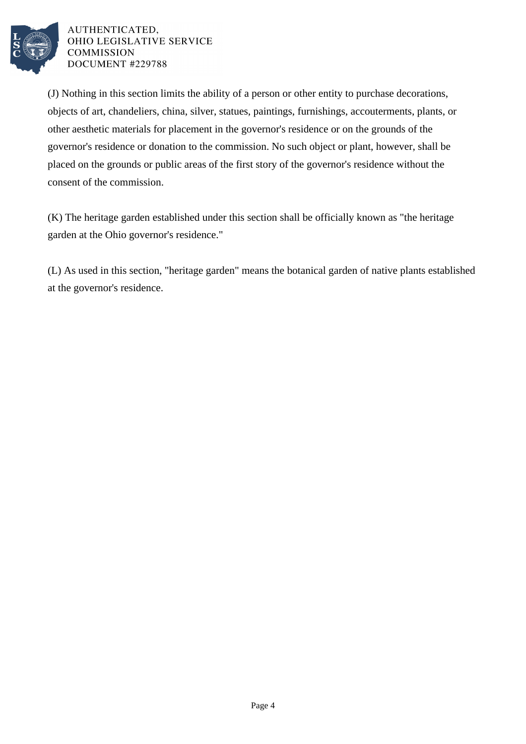(J) Nothing in this section limits the ability of a person or other entity to purchase decorations, objects of art, chandeliers, china, silver, statues, paintings, furnishings, accouterments, plants, or other aesthetic materials for placement in the governor's residence or on the grounds of the governor's residence or donation to the commission. No such object or plant, however, shall be placed on the grounds or public areas of the first story of the governor's residence without the consent of the commission.

(K) The heritage garden established under this section shall be officially known as "the heritage garden at the Ohio governor's residence."

(L) As used in this section, "heritage garden" means the botanical garden of native plants established at the governor's residence.